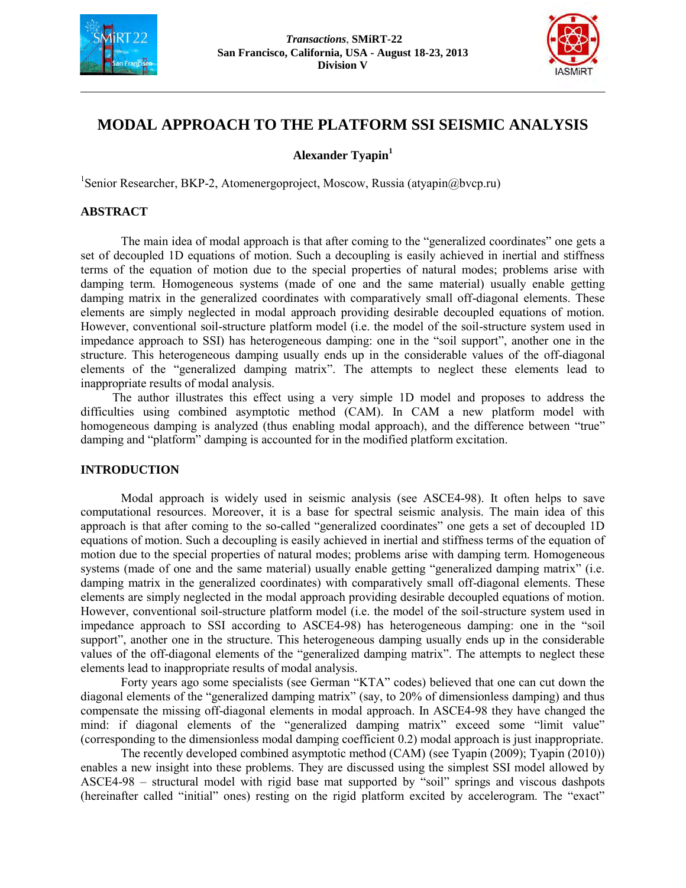# MODAL APPROACH TO THE PLATFORM SSI SEISMIC ANALYSIS

**Alexander Tyapin**[1]

[1]Senior Researcher, BKP-2, Atomenergoproject, Moscow, Russia (atyapin@bvcp.ru)

## ABSTRACT

The main idea of modal approach is that after coming to the "generalized coordinates" one gets a set of decoupled 1D equations of motion. Such a decoupling is easily achieved in inertial and stiffness terms of the equation of motion due to the special properties of natural modes; problems arise with damping term. Homogeneous systems (made of one and the same material) usually enable getting damping matrix in the generalized coordinates with comparatively small off-diagonal elements. These elements are simply neglected in modal approach providing desirable decoupled equations of motion. However, conventional soil-structure platform model (i.e. the model of the soil-structure system used in impedance approach to SSI) has heterogeneous damping: one in the "soil support", another one in the structure. This heterogeneous damping usually ends up in the considerable values of the off-diagonal elements of the "generalized damping matrix". The attempts to neglect these elements lead to inappropriate results of modal analysis.

The author illustrates this effect using a very simple 1D model and proposes to address the difficulties using combined asymptotic method (CAM). In CAM a new platform model with homogeneous damping is analyzed (thus enabling modal approach), and the difference between "true" damping and "platform" damping is accounted for in the modified platform excitation.

## INTRODUCTION

Modal approach is widely used in seismic analysis (see ASCE4-98). It often helps to save computational resources. Moreover, it is a base for spectral seismic analysis. The main idea of this approach is that after coming to the so-called "generalized coordinates" one gets a set of decoupled 1D equations of motion. Such a decoupling is easily achieved in inertial and stiffness terms of the equation of motion due to the special properties of natural modes; problems arise with damping term. Homogeneous systems (made of one and the same material) usually enable getting "generalized damping matrix" (i.e. damping matrix in the generalized coordinates) with comparatively small off-diagonal elements. These elements are simply neglected in the modal approach providing desirable decoupled equations of motion. However, conventional soil-structure platform model (i.e. the model of the soil-structure system used in impedance approach to SSI according to ASCE4-98) has heterogeneous damping: one in the "soil support", another one in the structure. This heterogeneous damping usually ends up in the considerable values of the off-diagonal elements of the "generalized damping matrix". The attempts to neglect these elements lead to inappropriate results of modal analysis.

Forty years ago some specialists (see German "KTA" codes) believed that one can cut down the diagonal elements of the "generalized damping matrix" (say, to 20% of dimensionless damping) and thus compensate the missing off-diagonal elements in modal approach. In ASCE4-98 they have changed the mind: if diagonal elements of the "generalized damping matrix" exceed some "limit value" (corresponding to the dimensionless modal damping coefficient 0.2) modal approach is just inappropriate.

The recently developed combined asymptotic method (CAM) (see Tyapin (2009); Tyapin (2010)) enables a new insight into these problems. They are discussed using the simplest SSI model allowed by ASCE4-98 – structural model with rigid base mat supported by "soil" springs and viscous dashpots (hereinafter called "initial" ones) resting on the rigid platform excited by accelerogram. The "exact"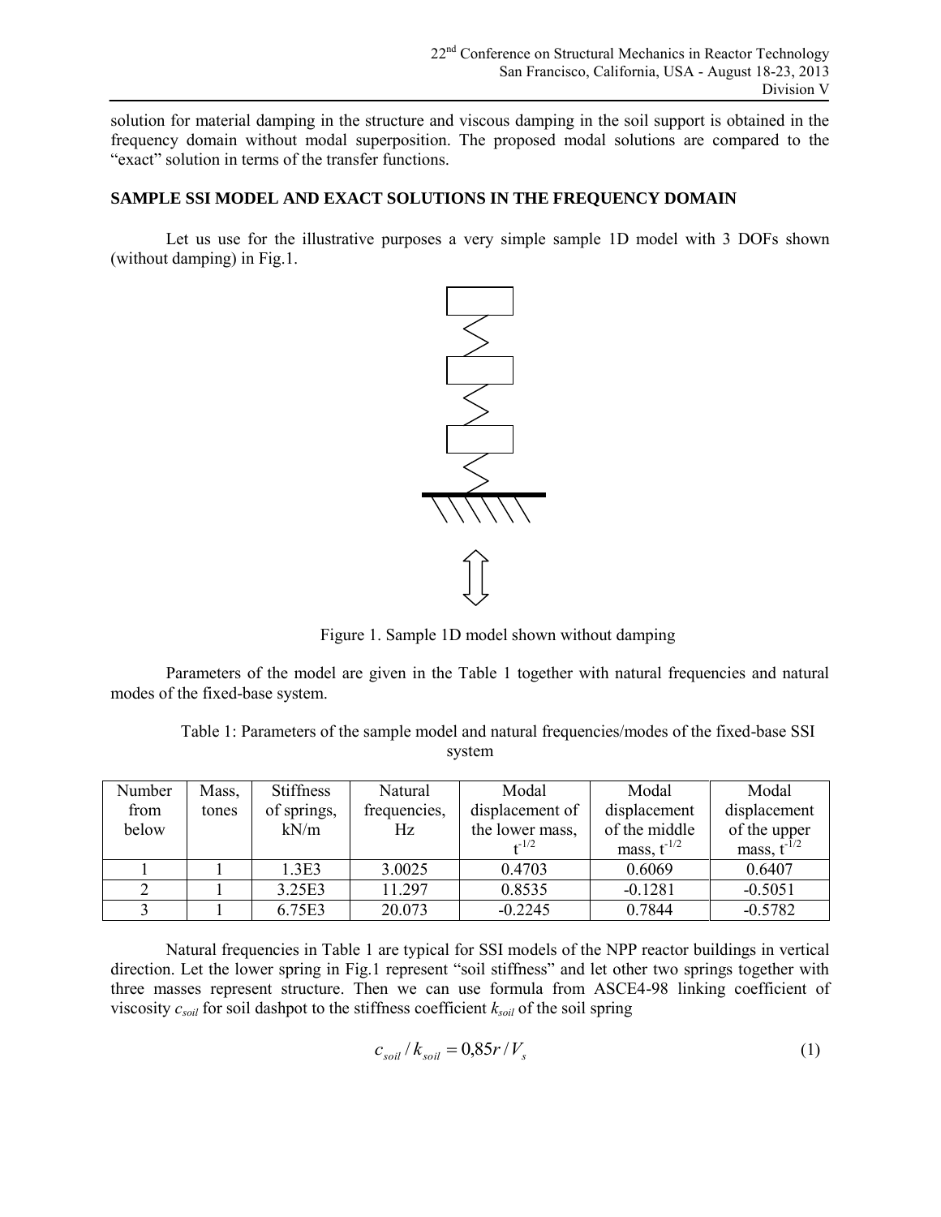solution for material damping in the structure and viscous damping in the soil support is obtained in the frequency domain without modal superposition. The proposed modal solutions are compared to the "exact" solution in terms of the transfer functions.

## SAMPLE SSI MODEL AND EXACT SOLUTIONS IN THE FREQUENCY DOMAIN

Let us use for the illustrative purposes a very simple sample 1D model with 3 DOFs shown (without damping) in Fig.1.

Figure 1. Sample 1D model shown without damping

Parameters of the model are given in the Table 1 together with natural frequencies and natural modes of the fixed-base system.

Table 1: Parameters of the sample model and natural frequencies/modes of the fixed-base SSI system

| Number from below | Mass, tones | Stiffness of springs, kN/m | Natural frequencies, Hz | Modal displacement of the lower mass, $t^{-1/2}$ | Modal displacement of the middle mass, $t^{-1/2}$ | Modal displacement of the upper mass, $t^{-1/2}$ |
|---|---|---|---|---|---|---|
| 1 | 1 | 1.3E3 | 3.0025 | 0.4703 | 0.6069 | 0.6407 |
| 2 | 1 | 3.25E3 | 11.297 | 0.8535 | -0.1281 | -0.5051 |
| 3 | 1 | 6.75E3 | 20.073 | -0.2245 | 0.7844 | -0.5782 |

Natural frequencies in Table 1 are typical for SSI models of the NPP reactor buildings in vertical direction. Let the lower spring in Fig.1 represent "soil stiffness" and let other two springs together with three masses represent structure. Then we can use formula from ASCE4-98 linking coefficient of viscosity $c_{soil}$ for soil dashpot to the stiffness coefficient $k_{soil}$ of the soil spring

$$c_{soil} / k_{soil} = 0{,}85 r / V_s \tag{1}$$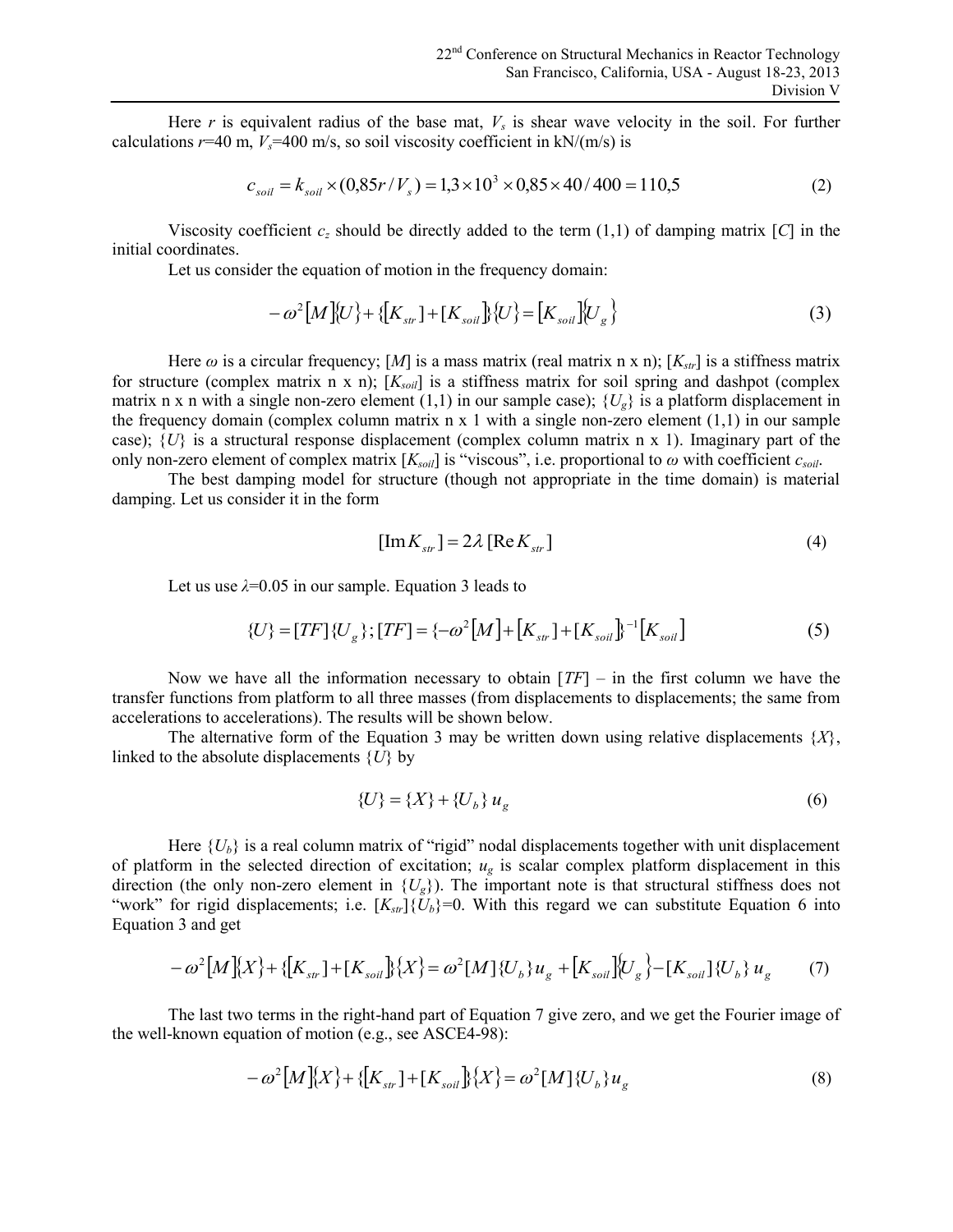Here $r$ is equivalent radius of the base mat, $V_s$ is shear wave velocity in the soil. For further calculations $r$=40 m, $V_s$=400 m/s, so soil viscosity coefficient in kN/(m/s) is

$$c_{soil} = k_{soil} \times (0{,}85r / V_s) = 1{,}3 \times 10^3 \times 0{,}85 \times 40 / 400 = 110{,}5 \tag{2}$$

Viscosity coefficient $c_z$ should be directly added to the term (1,1) of damping matrix [$C$] in the initial coordinates.

Let us consider the equation of motion in the frequency domain:

$$-\omega^2 [M]\{U\} + \{[K_{str}] + [K_{soil}]\}\{U\} = [K_{soil}]\{U_g\} \tag{3}$$

Here $\omega$ is a circular frequency; [$M$] is a mass matrix (real matrix n x n); [$K_{str}$] is a stiffness matrix for structure (complex matrix n x n); [$K_{soil}$] is a stiffness matrix for soil spring and dashpot (complex matrix n x n with a single non-zero element (1,1) in our sample case); {$U_g$} is a platform displacement in the frequency domain (complex column matrix n x 1 with a single non-zero element (1,1) in our sample case); {$U$} is a structural response displacement (complex column matrix n x 1). Imaginary part of the only non-zero element of complex matrix [$K_{soil}$] is "viscous", i.e. proportional to $\omega$ with coefficient $c_{soil}$.

The best damping model for structure (though not appropriate in the time domain) is material damping. Let us consider it in the form

$$[\operatorname{Im} K_{str}] = 2\lambda\, [\operatorname{Re} K_{str}] \tag{4}$$

Let us use $\lambda$=0.05 in our sample. Equation 3 leads to

$$\{U\} = [TF]\{U_g\};\, [TF] = \{-\omega^2 [M] + [K_{str}] + [K_{soil}]\}^{-1} [K_{soil}] \tag{5}$$

Now we have all the information necessary to obtain [$TF$] – in the first column we have the transfer functions from platform to all three masses (from displacements to displacements; the same from accelerations to accelerations). The results will be shown below.

The alternative form of the Equation 3 may be written down using relative displacements {$X$}, linked to the absolute displacements {$U$} by

$$\{U\} = \{X\} + \{U_b\}\, u_g \tag{6}$$

Here {$U_b$} is a real column matrix of "rigid" nodal displacements together with unit displacement of platform in the selected direction of excitation; $u_g$ is scalar complex platform displacement in this direction (the only non-zero element in {$U_g$}). The important note is that structural stiffness does not "work" for rigid displacements; i.e. [$K_{str}$]{$U_b$}=0. With this regard we can substitute Equation 6 into Equation 3 and get

$$-\omega^2 [M]\{X\} + \{[K_{str}] + [K_{soil}]\}\{X\} = \omega^2 [M]\{U_b\} u_g + [K_{soil}]\{U_g\} - [K_{soil}]\{U_b\}\, u_g \tag{7}$$

The last two terms in the right-hand part of Equation 7 give zero, and we get the Fourier image of the well-known equation of motion (e.g., see ASCE4-98):

$$-\omega^2 [M]\{X\} + \{[K_{str}] + [K_{soil}]\}\{X\} = \omega^2 [M]\{U_b\} u_g \tag{8}$$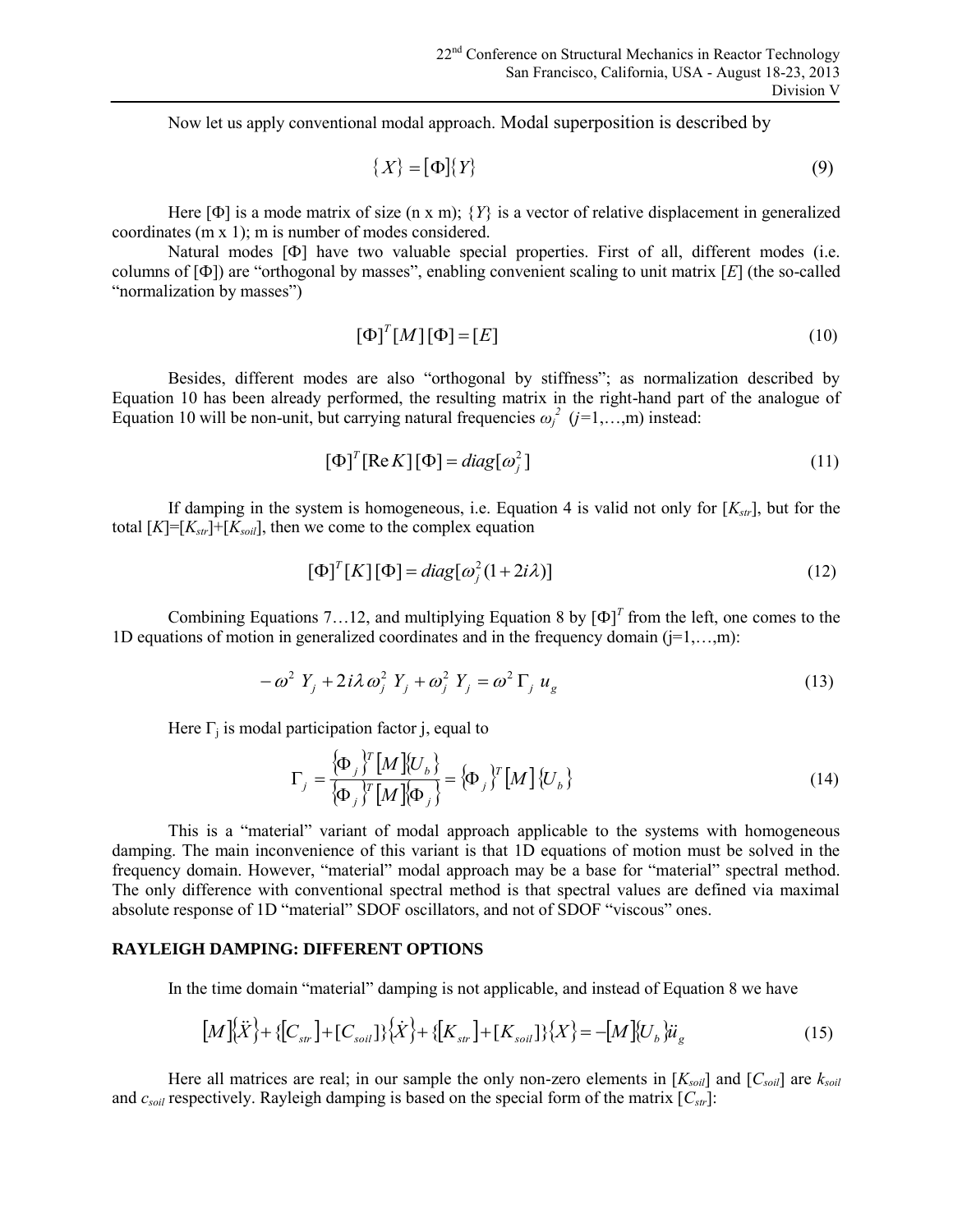Now let us apply conventional modal approach. Modal superposition is described by

$$\{X\} = [\Phi]\{Y\} \tag{9}$$

Here $[\Phi]$ is a mode matrix of size (n x m); $\{Y\}$ is a vector of relative displacement in generalized coordinates (m x 1); m is number of modes considered.

Natural modes $[\Phi]$ have two valuable special properties. First of all, different modes (i.e. columns of $[\Phi]$) are "orthogonal by masses", enabling convenient scaling to unit matrix $[E]$ (the so-called "normalization by masses")

$$[\Phi]^T [M] [\Phi] = [E] \tag{10}$$

Besides, different modes are also "orthogonal by stiffness"; as normalization described by Equation 10 has been already performed, the resulting matrix in the right-hand part of the analogue of Equation 10 will be non-unit, but carrying natural frequencies $\omega_j^2$ ($j$=1,…,m) instead:

$$[\Phi]^T [\operatorname{Re} K] [\Phi] = diag[\omega_j^2] \tag{11}$$

If damping in the system is homogeneous, i.e. Equation 4 is valid not only for $[K_{str}]$, but for the total $[K]=[K_{str}]+[K_{soil}]$, then we come to the complex equation

$$[\Phi]^T [K] [\Phi] = diag[\omega_j^2 (1 + 2i\lambda)] \tag{12}$$

Combining Equations 7…12, and multiplying Equation 8 by $[\Phi]^T$ from the left, one comes to the 1D equations of motion in generalized coordinates and in the frequency domain (j=1,…,m):

$$-\omega^2 \, Y_j + 2i\lambda \, \omega_j^2 \, Y_j + \omega_j^2 \, Y_j = \omega^2 \, \Gamma_j \, u_g \tag{13}$$

Here $\Gamma_j$ is modal participation factor j, equal to

$$\Gamma_j = \frac{\{\Phi_j\}^T [M] \{U_b\}}{\{\Phi_j\}^T [M] \{\Phi_j\}} = \{\Phi_j\}^T [M] \{U_b\} \tag{14}$$

This is a "material" variant of modal approach applicable to the systems with homogeneous damping. The main inconvenience of this variant is that 1D equations of motion must be solved in the frequency domain. However, "material" modal approach may be a base for "material" spectral method. The only difference with conventional spectral method is that spectral values are defined via maximal absolute response of 1D "material" SDOF oscillators, and not of SDOF "viscous" ones.

## RAYLEIGH DAMPING: DIFFERENT OPTIONS

In the time domain "material" damping is not applicable, and instead of Equation 8 we have

$$[M]\{\ddot{X}\} + \{[C_{str}] + [C_{soil}]\}\{\dot{X}\} + \{[K_{str}] + [K_{soil}]\}\{X\} = -[M]\{U_b\}\ddot{u}_g \tag{15}$$

Here all matrices are real; in our sample the only non-zero elements in $[K_{soil}]$ and $[C_{soil}]$ are $k_{soil}$ and $c_{soil}$ respectively. Rayleigh damping is based on the special form of the matrix $[C_{str}]$: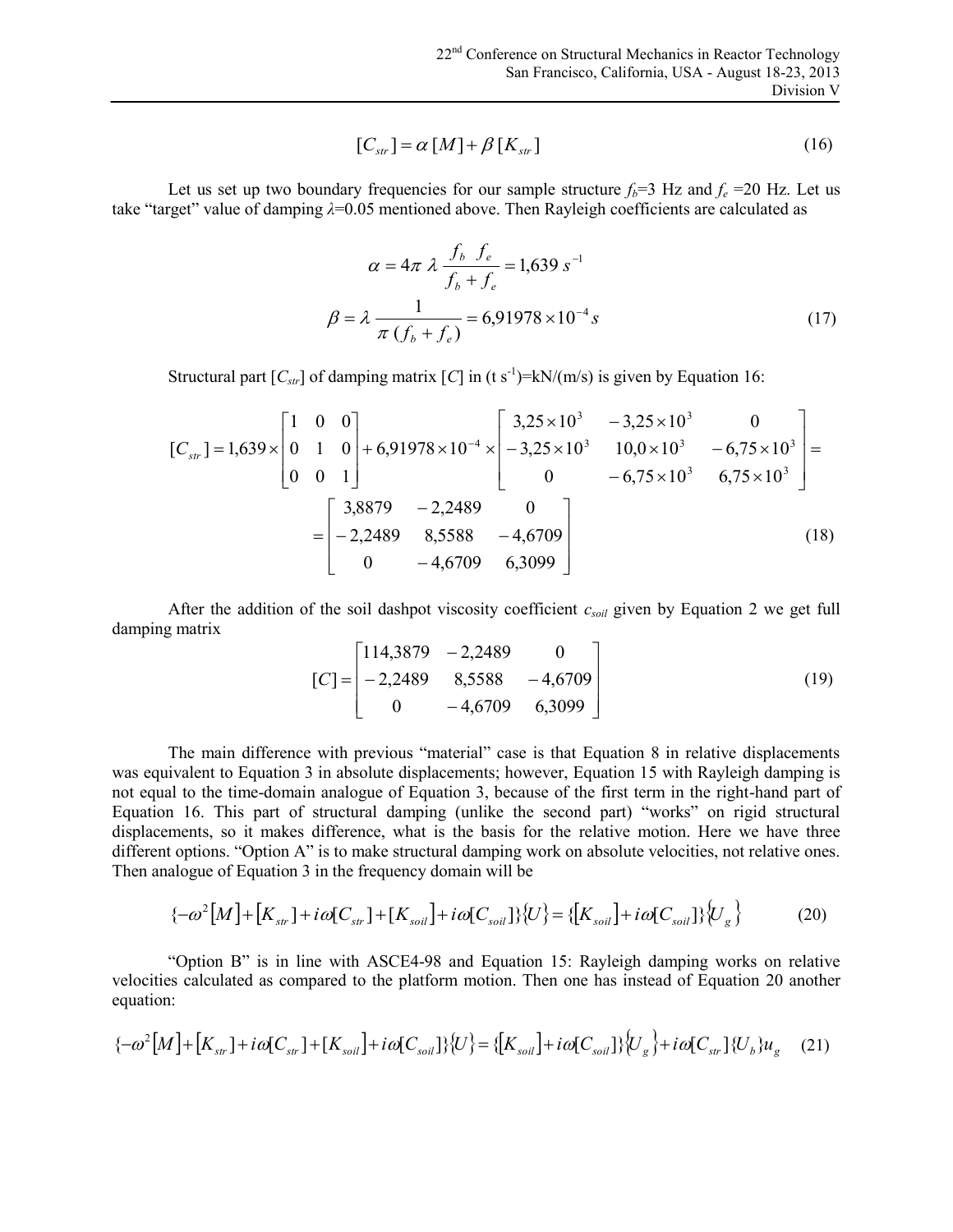$$[C_{str}] = \alpha\,[M] + \beta\,[K_{str}] \tag{16}$$

Let us set up two boundary frequencies for our sample structure $f_b$=3 Hz and $f_e$ =20 Hz. Let us take "target" value of damping $\lambda$=0.05 mentioned above. Then Rayleigh coefficients are calculated as

$$\alpha = 4\pi\,\lambda\,\frac{f_b\;f_e}{f_b + f_e} = 1{,}639\;s^{-1}$$

$$\beta = \lambda\,\frac{1}{\pi\,(f_b + f_e)} = 6{,}91978 \times 10^{-4}\,s \tag{17}$$

Structural part $[C_{str}]$ of damping matrix $[C]$ in (t s$^{-1}$)=kN/(m/s) is given by Equation 16:

$$[C_{str}] = 1{,}639 \times \begin{bmatrix} 1 & 0 & 0 \\ 0 & 1 & 0 \\ 0 & 0 & 1 \end{bmatrix} + 6{,}91978 \times 10^{-4} \times \begin{bmatrix} 3{,}25\times10^3 & -3{,}25\times10^3 & 0 \\ -3{,}25\times10^3 & 10{,}0\times10^3 & -6{,}75\times10^3 \\ 0 & -6{,}75\times10^3 & 6{,}75\times10^3 \end{bmatrix} =$$

$$= \begin{bmatrix} 3{,}8879 & -2{,}2489 & 0 \\ -2{,}2489 & 8{,}5588 & -4{,}6709 \\ 0 & -4{,}6709 & 6{,}3099 \end{bmatrix} \tag{18}$$

After the addition of the soil dashpot viscosity coefficient $c_{soil}$ given by Equation 2 we get full damping matrix

$$[C] = \begin{bmatrix} 114{,}3879 & -2{,}2489 & 0 \\ -2{,}2489 & 8{,}5588 & -4{,}6709 \\ 0 & -4{,}6709 & 6{,}3099 \end{bmatrix} \tag{19}$$

The main difference with previous "material" case is that Equation 8 in relative displacements was equivalent to Equation 3 in absolute displacements; however, Equation 15 with Rayleigh damping is not equal to the time-domain analogue of Equation 3, because of the first term in the right-hand part of Equation 16. This part of structural damping (unlike the second part) "works" on rigid structural displacements, so it makes difference, what is the basis for the relative motion. Here we have three different options. "Option A" is to make structural damping work on absolute velocities, not relative ones. Then analogue of Equation 3 in the frequency domain will be

$$\{-\omega^2[M] + [K_{str}] + i\omega[C_{str}] + [K_{soil}] + i\omega[C_{soil}]\}\{U\} = \{[K_{soil}] + i\omega[C_{soil}]\}\{U_g\} \tag{20}$$

"Option B" is in line with ASCE4-98 and Equation 15: Rayleigh damping works on relative velocities calculated as compared to the platform motion. Then one has instead of Equation 20 another equation:

$$\{-\omega^2[M] + [K_{str}] + i\omega[C_{str}] + [K_{soil}] + i\omega[C_{soil}]\}\{U\} = \{[K_{soil}] + i\omega[C_{soil}]\}\{U_g\} + i\omega[C_{str}]\{U_b\}u_g \tag{21}$$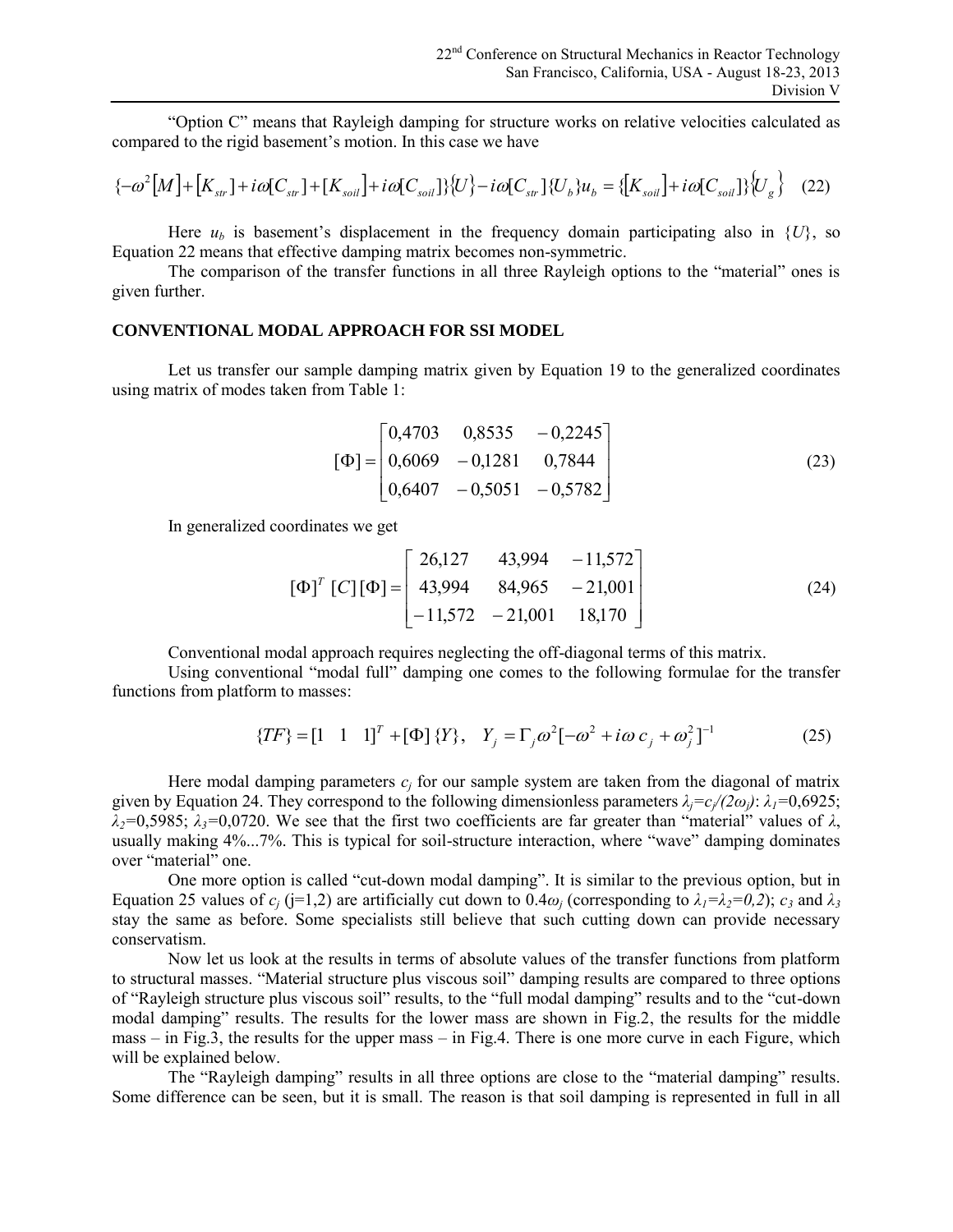"Option C" means that Rayleigh damping for structure works on relative velocities calculated as compared to the rigid basement's motion. In this case we have

$$\{-\omega^2[M]+[K_{str}]+i\omega[C_{str}]+[K_{soil}]+i\omega[C_{soil}]\}\{U\}-i\omega[C_{str}]\{U_b\}u_b=\{[K_{soil}]+i\omega[C_{soil}]\}\{U_g\} \quad (22)$$

Here $u_b$ is basement's displacement in the frequency domain participating also in $\{U\}$, so Equation 22 means that effective damping matrix becomes non-symmetric.

The comparison of the transfer functions in all three Rayleigh options to the "material" ones is given further.

## CONVENTIONAL MODAL APPROACH FOR SSI MODEL

Let us transfer our sample damping matrix given by Equation 19 to the generalized coordinates using matrix of modes taken from Table 1:

$$[\Phi]=\begin{bmatrix} 0{,}4703 & 0{,}8535 & -0{,}2245 \\ 0{,}6069 & -0{,}1281 & 0{,}7844 \\ 0{,}6407 & -0{,}5051 & -0{,}5782 \end{bmatrix} \quad (23)$$

In generalized coordinates we get

$$[\Phi]^T\,[C]\,[\Phi]=\begin{bmatrix} 26{,}127 & 43{,}994 & -11{,}572 \\ 43{,}994 & 84{,}965 & -21{,}001 \\ -11{,}572 & -21{,}001 & 18{,}170 \end{bmatrix} \quad (24)$$

Conventional modal approach requires neglecting the off-diagonal terms of this matrix.

Using conventional "modal full" damping one comes to the following formulae for the transfer functions from platform to masses:

$$\{TF\}=[1 \quad 1 \quad 1]^T+[\Phi]\{Y\}, \quad Y_j=\Gamma_j\omega^2[-\omega^2+i\omega\, c_j+\omega_j^2]^{-1} \quad (25)$$

Here modal damping parameters $c_j$ for our sample system are taken from the diagonal of matrix given by Equation 24. They correspond to the following dimensionless parameters $\lambda_j=c_j/(2\omega_j)$: $\lambda_1=0{,}6925$; $\lambda_2=0{,}5985$; $\lambda_3=0{,}0720$. We see that the first two coefficients are far greater than "material" values of $\lambda$, usually making 4%...7%. This is typical for soil-structure interaction, where "wave" damping dominates over "material" one.

One more option is called "cut-down modal damping". It is similar to the previous option, but in Equation 25 values of $c_j$ (j=1,2) are artificially cut down to $0.4\omega_j$ (corresponding to $\lambda_1=\lambda_2=0{,}2$); $c_3$ and $\lambda_3$ stay the same as before. Some specialists still believe that such cutting down can provide necessary conservatism.

Now let us look at the results in terms of absolute values of the transfer functions from platform to structural masses. "Material structure plus viscous soil" damping results are compared to three options of "Rayleigh structure plus viscous soil" results, to the "full modal damping" results and to the "cut-down modal damping" results. The results for the lower mass are shown in Fig.2, the results for the middle mass – in Fig.3, the results for the upper mass – in Fig.4. There is one more curve in each Figure, which will be explained below.

The "Rayleigh damping" results in all three options are close to the "material damping" results. Some difference can be seen, but it is small. The reason is that soil damping is represented in full in all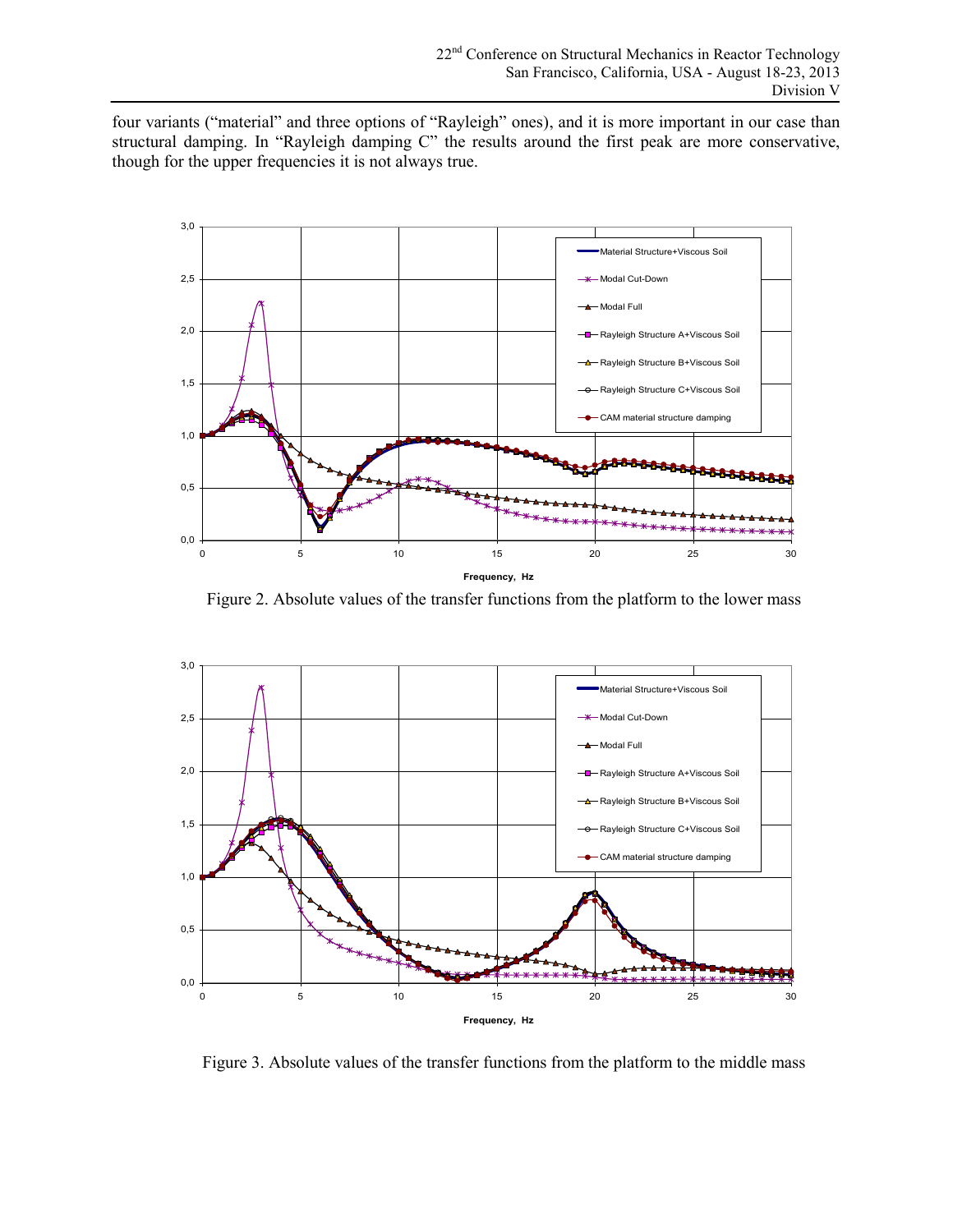four variants ("material" and three options of "Rayleigh" ones), and it is more important in our case than structural damping. In "Rayleigh damping C" the results around the first peak are more conservative, though for the upper frequencies it is not always true.

Figure 2. Absolute values of the transfer functions from the platform to the lower mass

Figure 3. Absolute values of the transfer functions from the platform to the middle mass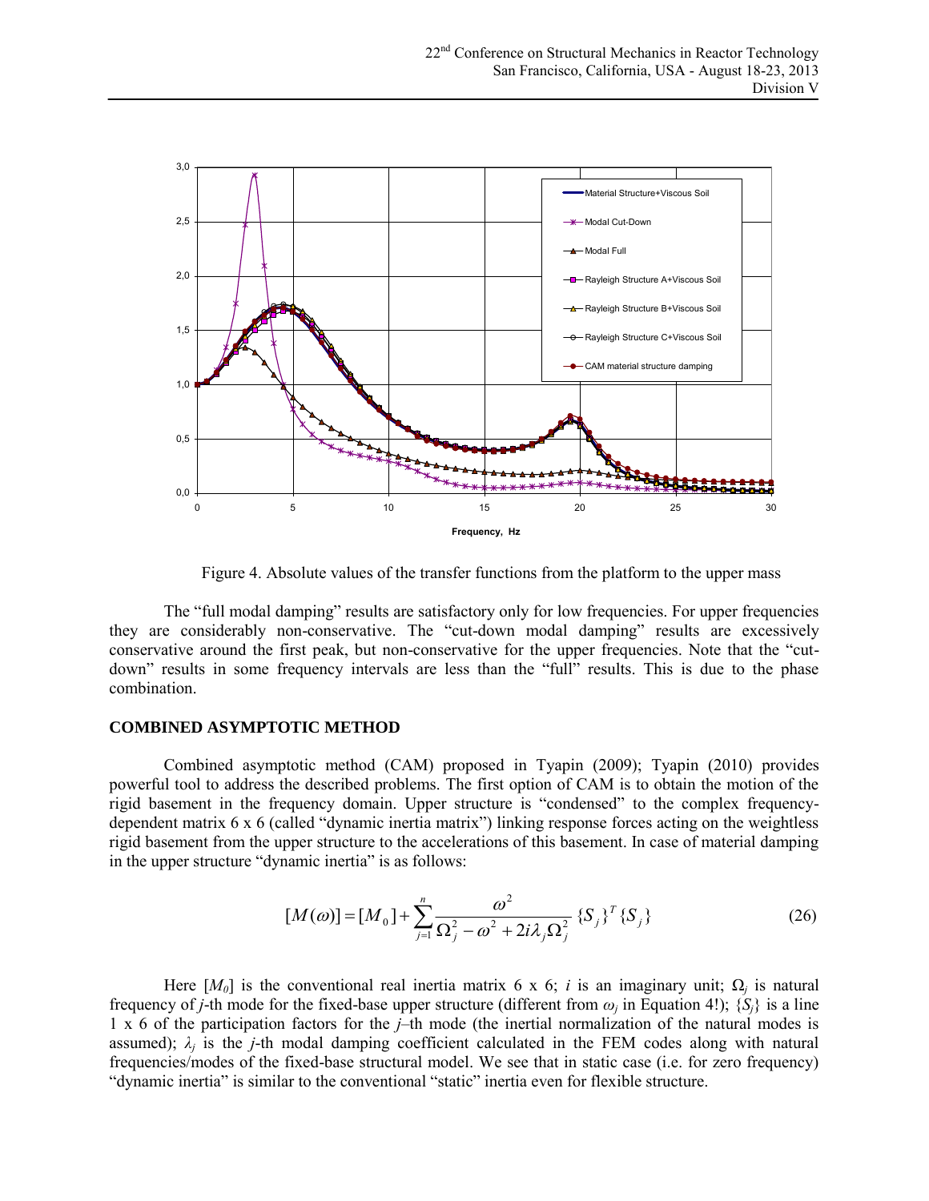Figure 4. Absolute values of the transfer functions from the platform to the upper mass

The "full modal damping" results are satisfactory only for low frequencies. For upper frequencies they are considerably non-conservative. The "cut-down modal damping" results are excessively conservative around the first peak, but non-conservative for the upper frequencies. Note that the "cut-down" results in some frequency intervals are less than the "full" results. This is due to the phase combination.

## COMBINED ASYMPTOTIC METHOD

Combined asymptotic method (CAM) proposed in Tyapin (2009); Tyapin (2010) provides powerful tool to address the described problems. The first option of CAM is to obtain the motion of the rigid basement in the frequency domain. Upper structure is "condensed" to the complex frequency-dependent matrix 6 x 6 (called "dynamic inertia matrix") linking response forces acting on the weightless rigid basement from the upper structure to the accelerations of this basement. In case of material damping in the upper structure "dynamic inertia" is as follows:

$$[M(\omega)] = [M_0] + \sum_{j=1}^{n} \frac{\omega^2}{\Omega_j^2 - \omega^2 + 2i\lambda_j \Omega_j^2} \{S_j\}^T \{S_j\} \tag{26}$$

Here $[M_0]$ is the conventional real inertia matrix 6 x 6; $i$ is an imaginary unit; $\Omega_j$ is natural frequency of $j$-th mode for the fixed-base upper structure (different from $\omega_j$ in Equation 4!); $\{S_j\}$ is a line 1 x 6 of the participation factors for the $j$–th mode (the inertial normalization of the natural modes is assumed); $\lambda_j$ is the $j$-th modal damping coefficient calculated in the FEM codes along with natural frequencies/modes of the fixed-base structural model. We see that in static case (i.e. for zero frequency) "dynamic inertia" is similar to the conventional "static" inertia even for flexible structure.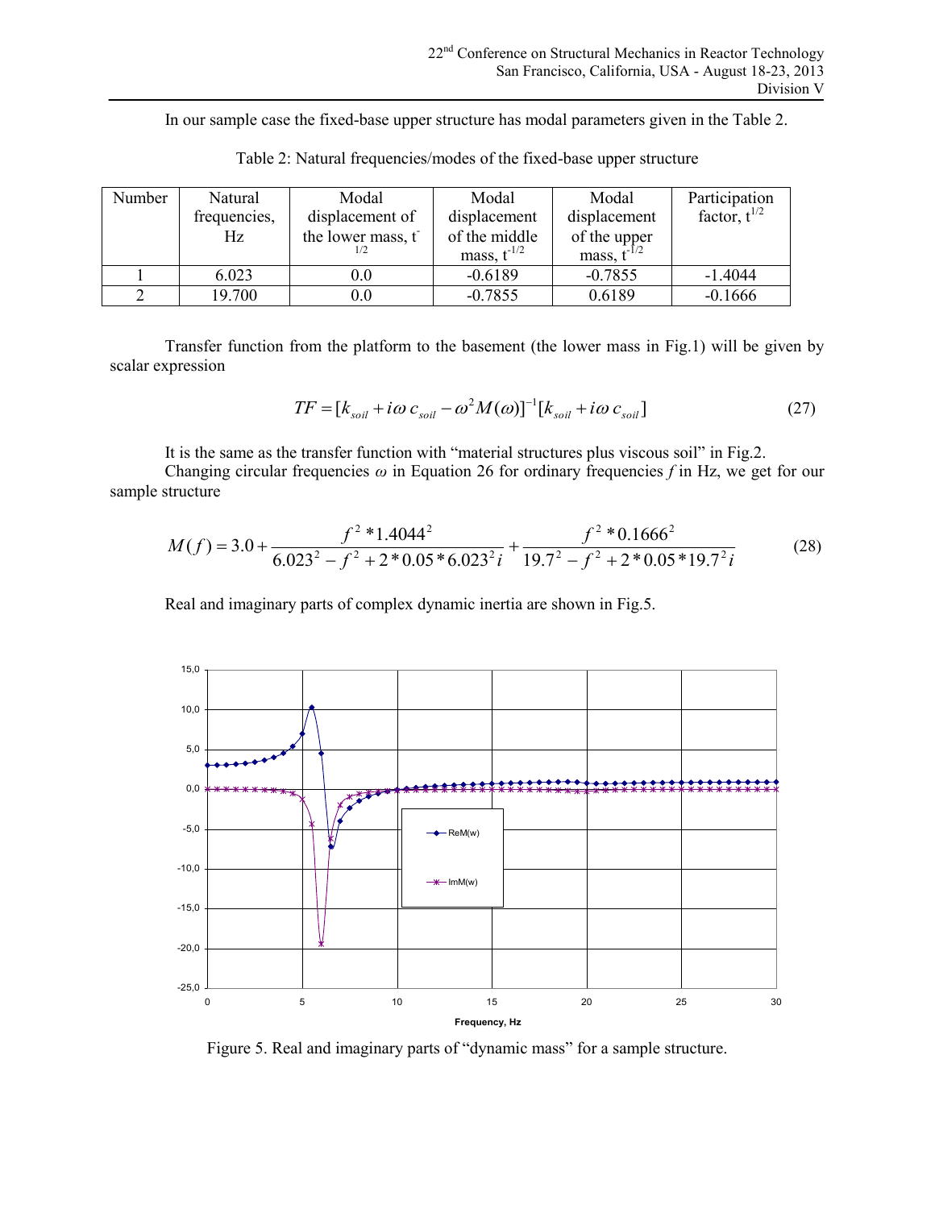In our sample case the fixed-base upper structure has modal parameters given in the Table 2.

Table 2: Natural frequencies/modes of the fixed-base upper structure

| Number | Natural frequencies, Hz | Modal displacement of the lower mass, $t^{-1/2}$ | Modal displacement of the middle mass, $t^{-1/2}$ | Modal displacement of the upper mass, $t^{-1/2}$ | Participation factor, $t^{1/2}$ |
|---|---|---|---|---|---|
| 1 | 6.023 | 0.0 | -0.6189 | -0.7855 | -1.4044 |
| 2 | 19.700 | 0.0 | -0.7855 | 0.6189 | -0.1666 |

Transfer function from the platform to the basement (the lower mass in Fig.1) will be given by scalar expression

$$TF = [k_{soil} + i\omega\, c_{soil} - \omega^2 M(\omega)]^{-1}[k_{soil} + i\omega\, c_{soil}] \tag{27}$$

It is the same as the transfer function with "material structures plus viscous soil" in Fig.2.

Changing circular frequencies $\omega$ in Equation 26 for ordinary frequencies $f$ in Hz, we get for our sample structure

$$M(f) = 3.0 + \frac{f^2 * 1.4044^2}{6.023^2 - f^2 + 2*0.05*6.023^2 i} + \frac{f^2 * 0.1666^2}{19.7^2 - f^2 + 2*0.05*19.7^2 i} \tag{28}$$

Real and imaginary parts of complex dynamic inertia are shown in Fig.5.

Figure 5. Real and imaginary parts of "dynamic mass" for a sample structure.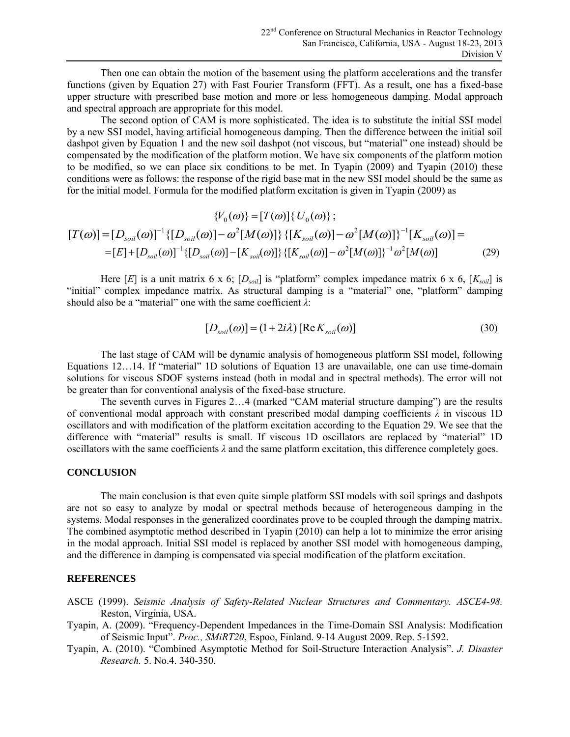Then one can obtain the motion of the basement using the platform accelerations and the transfer functions (given by Equation 27) with Fast Fourier Transform (FFT). As a result, one has a fixed-base upper structure with prescribed base motion and more or less homogeneous damping. Modal approach and spectral approach are appropriate for this model.

The second option of CAM is more sophisticated. The idea is to substitute the initial SSI model by a new SSI model, having artificial homogeneous damping. Then the difference between the initial soil dashpot given by Equation 1 and the new soil dashpot (not viscous, but "material" one instead) should be compensated by the modification of the platform motion. We have six components of the platform motion to be modified, so we can place six conditions to be met. In Tyapin (2009) and Tyapin (2010) these conditions were as follows: the response of the rigid base mat in the new SSI model should be the same as for the initial model. Formula for the modified platform excitation is given in Tyapin (2009) as

$$\{V_0(\omega)\} = [T(\omega)]\{U_0(\omega)\};$$
$$[T(\omega)] = [D_{soil}(\omega)]^{-1}\{[D_{soil}(\omega)] - \omega^2[M(\omega)]\}\{[K_{soil}(\omega)] - \omega^2[M(\omega)]\}^{-1}[K_{soil}(\omega)] =$$
$$= [E] + [D_{soil}(\omega)]^{-1}\{[D_{soil}(\omega)] - [K_{soil}(\omega)]\}\{[K_{soil}(\omega)] - \omega^2[M(\omega)]\}^{-1}\omega^2[M(\omega)] \tag{29}$$

Here $[E]$ is a unit matrix 6 x 6; $[D_{soil}]$ is "platform" complex impedance matrix 6 x 6, $[K_{soil}]$ is "initial" complex impedance matrix. As structural damping is a "material" one, "platform" damping should also be a "material" one with the same coefficient $\lambda$:

$$[D_{soil}(\omega)] = (1 + 2i\lambda)\,[\mathrm{Re}\,K_{soil}(\omega)] \tag{30}$$

The last stage of CAM will be dynamic analysis of homogeneous platform SSI model, following Equations 12…14. If "material" 1D solutions of Equation 13 are unavailable, one can use time-domain solutions for viscous SDOF systems instead (both in modal and in spectral methods). The error will not be greater than for conventional analysis of the fixed-base structure.

The seventh curves in Figures 2…4 (marked "CAM material structure damping") are the results of conventional modal approach with constant prescribed modal damping coefficients $\lambda$ in viscous 1D oscillators and with modification of the platform excitation according to the Equation 29. We see that the difference with "material" results is small. If viscous 1D oscillators are replaced by "material" 1D oscillators with the same coefficients $\lambda$ and the same platform excitation, this difference completely goes.

## CONCLUSION

The main conclusion is that even quite simple platform SSI models with soil springs and dashpots are not so easy to analyze by modal or spectral methods because of heterogeneous damping in the systems. Modal responses in the generalized coordinates prove to be coupled through the damping matrix. The combined asymptotic method described in Tyapin (2010) can help a lot to minimize the error arising in the modal approach. Initial SSI model is replaced by another SSI model with homogeneous damping, and the difference in damping is compensated via special modification of the platform excitation.

## REFERENCES

ASCE (1999). *Seismic Analysis of Safety-Related Nuclear Structures and Commentary. ASCE4-98.* Reston, Virginia, USA.

Tyapin, A. (2009). "Frequency-Dependent Impedances in the Time-Domain SSI Analysis: Modification of Seismic Input". *Proc., SMiRT20*, Espoo, Finland. 9-14 August 2009. Rep. 5-1592.

Tyapin, A. (2010). "Combined Asymptotic Method for Soil-Structure Interaction Analysis". *J. Disaster Research.* 5. No.4. 340-350.